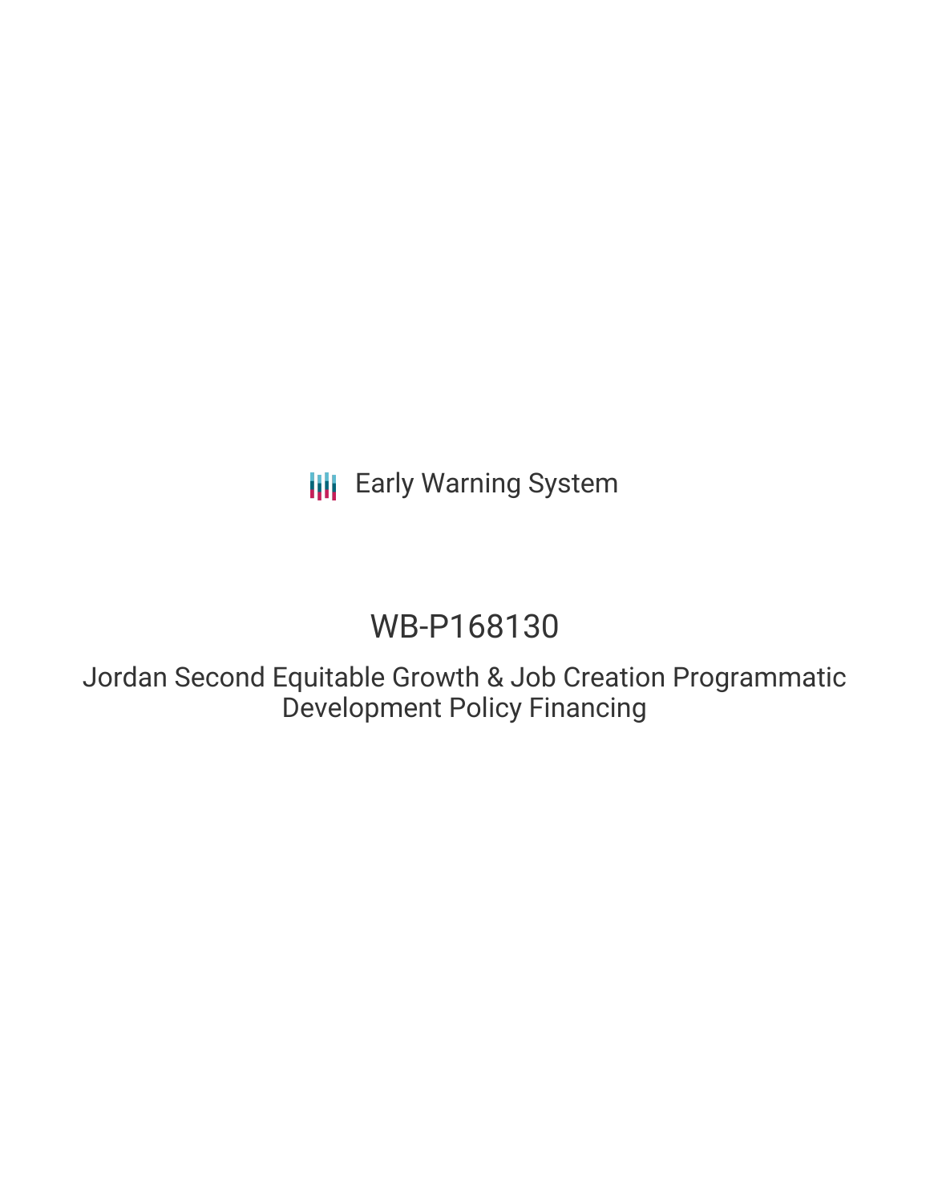Early Warning System

# WB-P168130

## Jordan Second Equitable Growth & Job Creation Programmatic Development Policy Financing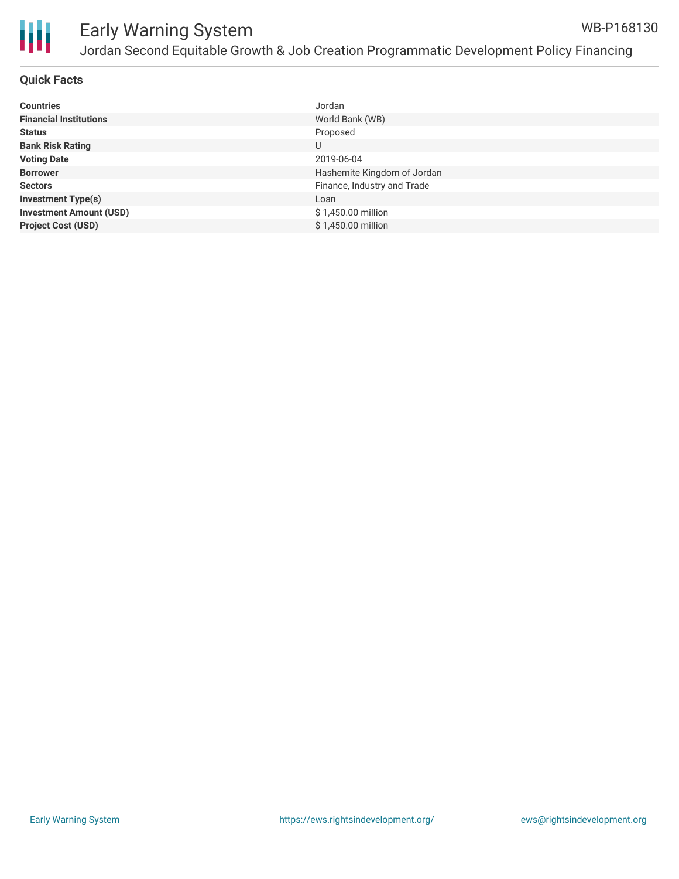## Quick Facts

| | |
|---|---|
| **Countries** | Jordan |
| **Financial Institutions** | World Bank (WB) |
| **Status** | Proposed |
| **Bank Risk Rating** | U |
| **Voting Date** | 2019-06-04 |
| **Borrower** | Hashemite Kingdom of Jordan |
| **Sectors** | Finance, Industry and Trade |
| **Investment Type(s)** | Loan |
| **Investment Amount (USD)** | $ 1,450.00 million |
| **Project Cost (USD)** | $ 1,450.00 million |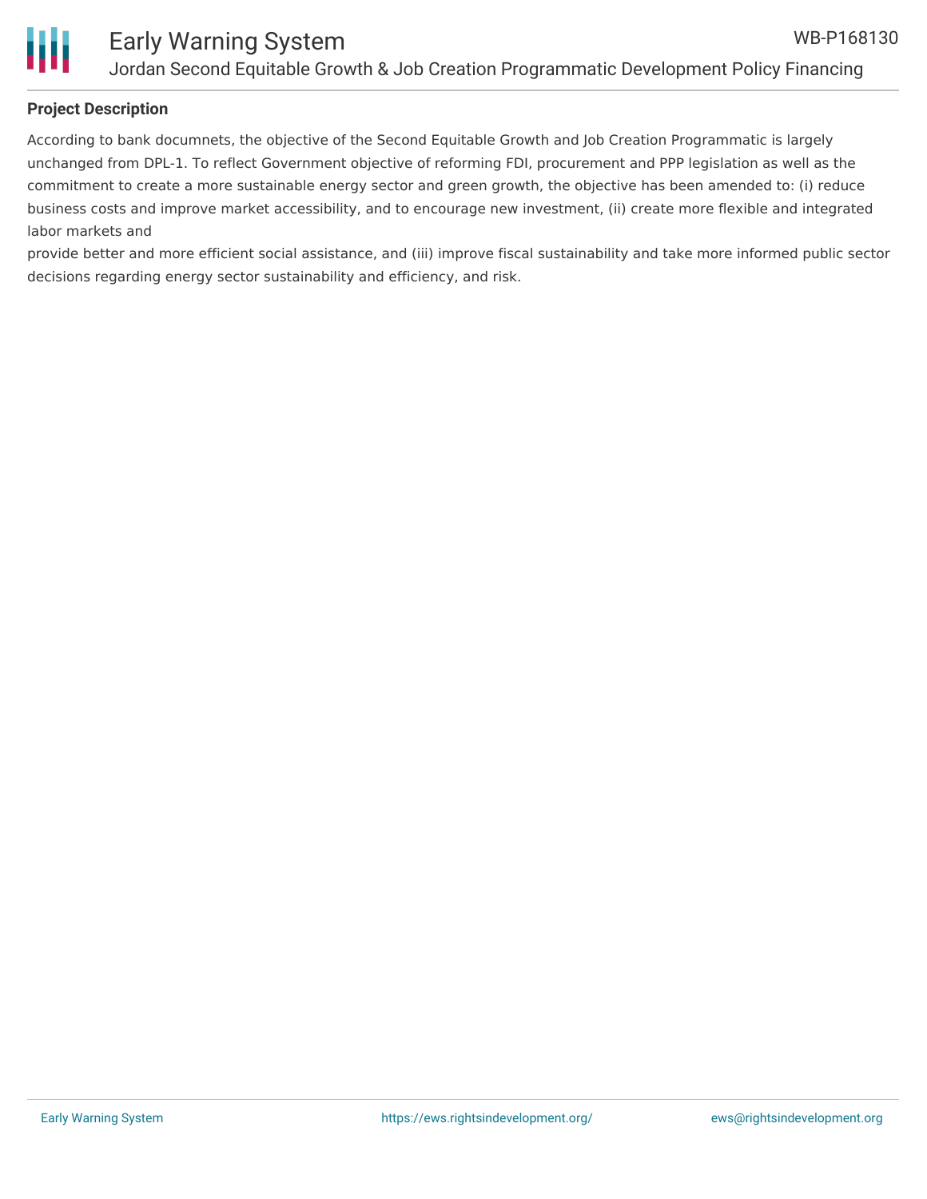## Project Description

According to bank documnets, the objective of the Second Equitable Growth and Job Creation Programmatic is largely unchanged from DPL-1. To reflect Government objective of reforming FDI, procurement and PPP legislation as well as the commitment to create a more sustainable energy sector and green growth, the objective has been amended to: (i) reduce business costs and improve market accessibility, and to encourage new investment, (ii) create more flexible and integrated labor markets and
provide better and more efficient social assistance, and (iii) improve fiscal sustainability and take more informed public sector decisions regarding energy sector sustainability and efficiency, and risk.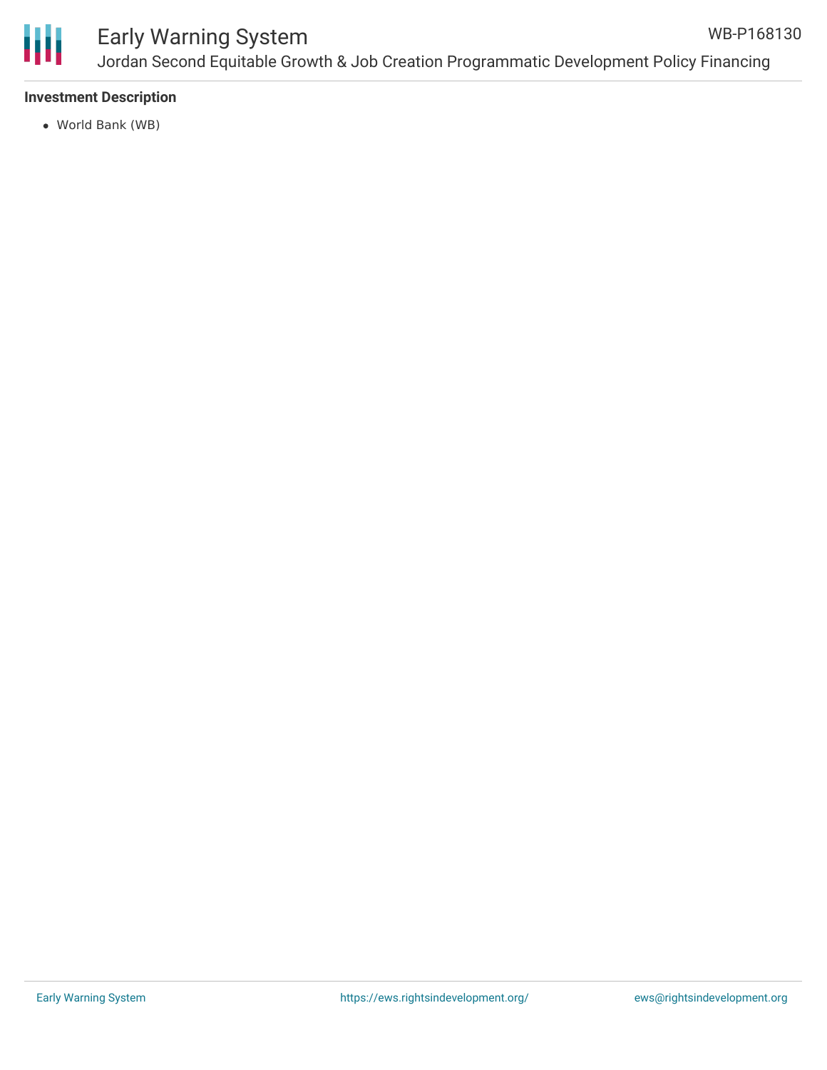### Investment Description

- World Bank (WB)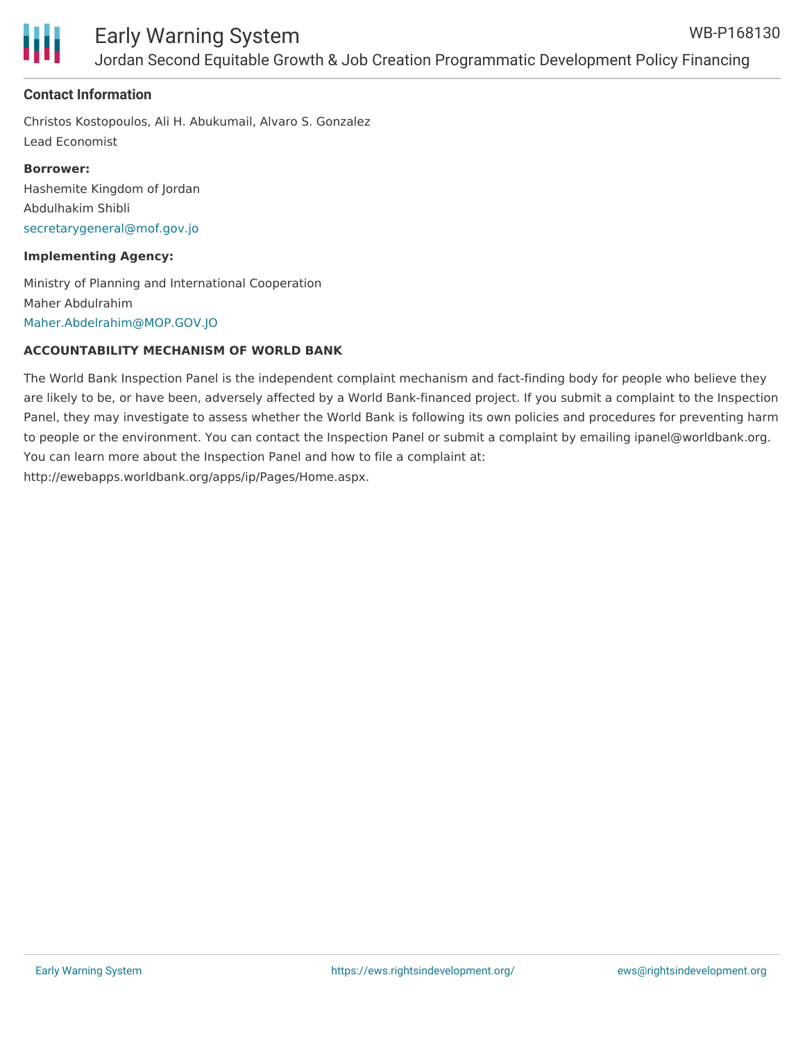### Contact Information

Christos Kostopoulos, Ali H. Abukumail, Alvaro S. Gonzalez
Lead Economist

**Borrower:**
Hashemite Kingdom of Jordan
Abdulhakim Shibli
secretarygeneral@mof.gov.jo

**Implementing Agency:**

Ministry of Planning and International Cooperation
Maher Abdulrahim
Maher.Abdelrahim@MOP.GOV.JO

**ACCOUNTABILITY MECHANISM OF WORLD BANK**

The World Bank Inspection Panel is the independent complaint mechanism and fact-finding body for people who believe they are likely to be, or have been, adversely affected by a World Bank-financed project. If you submit a complaint to the Inspection Panel, they may investigate to assess whether the World Bank is following its own policies and procedures for preventing harm to people or the environment. You can contact the Inspection Panel or submit a complaint by emailing ipanel@worldbank.org. You can learn more about the Inspection Panel and how to file a complaint at: http://ewebapps.worldbank.org/apps/ip/Pages/Home.aspx.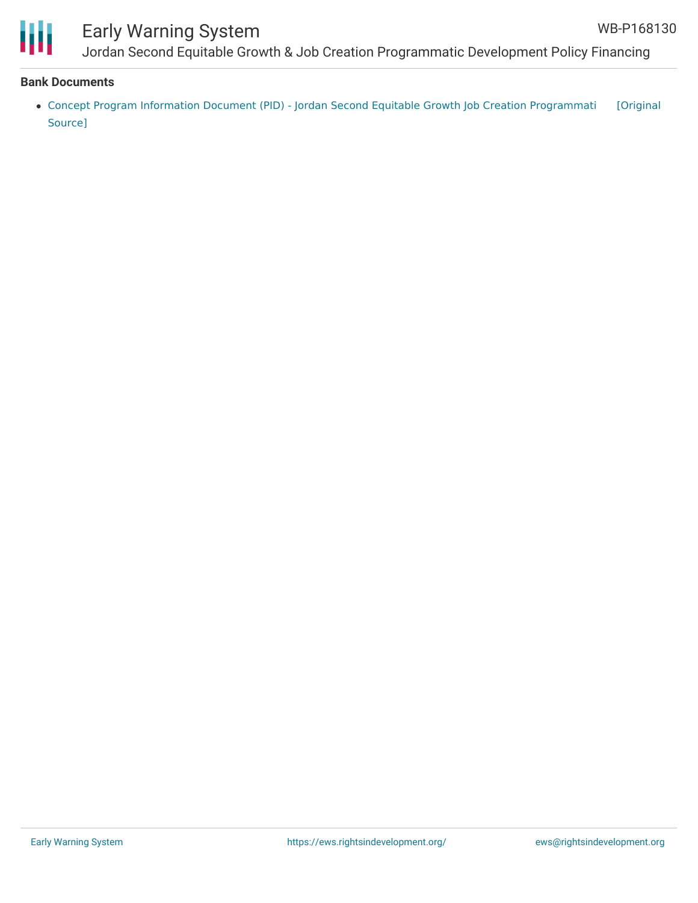**Bank Documents**

- Concept Program Information Document (PID) - Jordan Second Equitable Growth Job Creation Programmati [Original Source]